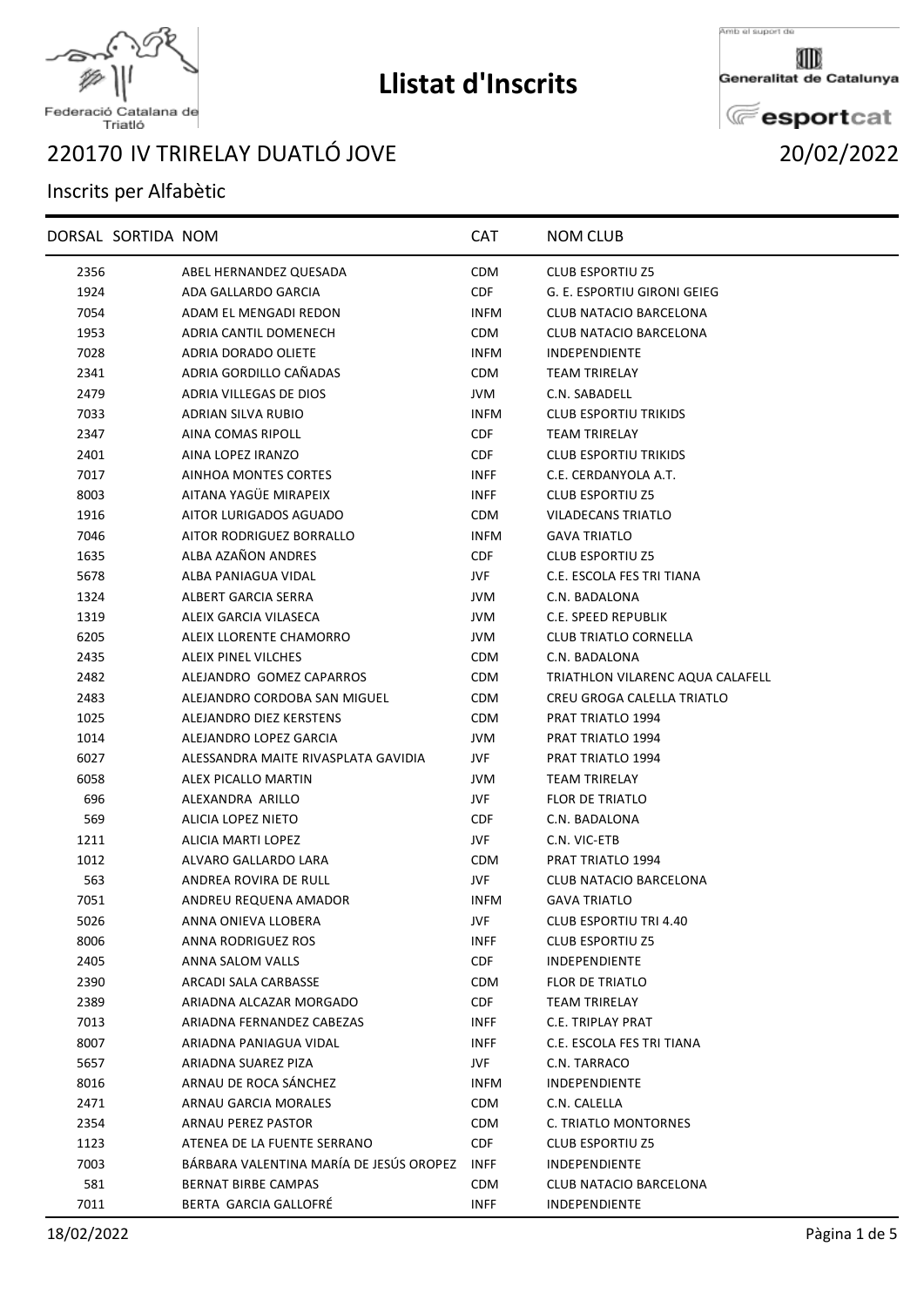# Llistat d'Inscrits

Federació Catalana de Triatló

Amb el suport de Generalitat de Catalunya esportcat

## 220170 IV TRIRELAY DUATLÓ JOVE 20/02/2022

### Inscrits per Alfabètic

| DORSAL | SORTIDA | NOM | CAT | NOM CLUB |
|---|---|---|---|---|
| 2356 | | ABEL HERNANDEZ QUESADA | CDM | CLUB ESPORTIU Z5 |
| 1924 | | ADA GALLARDO GARCIA | CDF | G. E. ESPORTIU GIRONI GEIEG |
| 7054 | | ADAM EL MENGADI REDON | INFM | CLUB NATACIO BARCELONA |
| 1953 | | ADRIA CANTIL DOMENECH | CDM | CLUB NATACIO BARCELONA |
| 7028 | | ADRIA DORADO OLIETE | INFM | INDEPENDIENTE |
| 2341 | | ADRIA GORDILLO CAÑADAS | CDM | TEAM TRIRELAY |
| 2479 | | ADRIA VILLEGAS DE DIOS | JVM | C.N. SABADELL |
| 7033 | | ADRIAN SILVA RUBIO | INFM | CLUB ESPORTIU TRIKIDS |
| 2347 | | AINA COMAS RIPOLL | CDF | TEAM TRIRELAY |
| 2401 | | AINA LOPEZ IRANZO | CDF | CLUB ESPORTIU TRIKIDS |
| 7017 | | AINHOA MONTES CORTES | INFF | C.E. CERDANYOLA A.T. |
| 8003 | | AITANA YAGÜE MIRAPEIX | INFF | CLUB ESPORTIU Z5 |
| 1916 | | AITOR LURIGADOS AGUADO | CDM | VILADECANS TRIATLO |
| 7046 | | AITOR RODRIGUEZ BORRALLO | INFM | GAVA TRIATLO |
| 1635 | | ALBA AZAÑON ANDRES | CDF | CLUB ESPORTIU Z5 |
| 5678 | | ALBA PANIAGUA VIDAL | JVF | C.E. ESCOLA FES TRI TIANA |
| 1324 | | ALBERT GARCIA SERRA | JVM | C.N. BADALONA |
| 1319 | | ALEIX GARCIA VILASECA | JVM | C.E. SPEED REPUBLIK |
| 6205 | | ALEIX LLORENTE CHAMORRO | JVM | CLUB TRIATLO CORNELLA |
| 2435 | | ALEIX PINEL VILCHES | CDM | C.N. BADALONA |
| 2482 | | ALEJANDRO  GOMEZ CAPARROS | CDM | TRIATHLON VILARENC AQUA CALAFELL |
| 2483 | | ALEJANDRO CORDOBA SAN MIGUEL | CDM | CREU GROGA CALELLA TRIATLO |
| 1025 | | ALEJANDRO DIEZ KERSTENS | CDM | PRAT TRIATLO 1994 |
| 1014 | | ALEJANDRO LOPEZ GARCIA | JVM | PRAT TRIATLO 1994 |
| 6027 | | ALESSANDRA MAITE RIVASPLATA GAVIDIA | JVF | PRAT TRIATLO 1994 |
| 6058 | | ALEX PICALLO MARTIN | JVM | TEAM TRIRELAY |
| 696 | | ALEXANDRA  ARILLO | JVF | FLOR DE TRIATLO |
| 569 | | ALICIA LOPEZ NIETO | CDF | C.N. BADALONA |
| 1211 | | ALICIA MARTI LOPEZ | JVF | C.N. VIC-ETB |
| 1012 | | ALVARO GALLARDO LARA | CDM | PRAT TRIATLO 1994 |
| 563 | | ANDREA ROVIRA DE RULL | JVF | CLUB NATACIO BARCELONA |
| 7051 | | ANDREU REQUENA AMADOR | INFM | GAVA TRIATLO |
| 5026 | | ANNA ONIEVA LLOBERA | JVF | CLUB ESPORTIU TRI 4.40 |
| 8006 | | ANNA RODRIGUEZ ROS | INFF | CLUB ESPORTIU Z5 |
| 2405 | | ANNA SALOM VALLS | CDF | INDEPENDIENTE |
| 2390 | | ARCADI SALA CARBASSE | CDM | FLOR DE TRIATLO |
| 2389 | | ARIADNA ALCAZAR MORGADO | CDF | TEAM TRIRELAY |
| 7013 | | ARIADNA FERNANDEZ CABEZAS | INFF | C.E. TRIPLAY PRAT |
| 8007 | | ARIADNA PANIAGUA VIDAL | INFF | C.E. ESCOLA FES TRI TIANA |
| 5657 | | ARIADNA SUAREZ PIZA | JVF | C.N. TARRACO |
| 8016 | | ARNAU DE ROCA SÁNCHEZ | INFM | INDEPENDIENTE |
| 2471 | | ARNAU GARCIA MORALES | CDM | C.N. CALELLA |
| 2354 | | ARNAU PEREZ PASTOR | CDM | C. TRIATLO MONTORNES |
| 1123 | | ATENEA DE LA FUENTE SERRANO | CDF | CLUB ESPORTIU Z5 |
| 7003 | | BÁRBARA VALENTINA MARÍA DE JESÚS OROPEZ | INFF | INDEPENDIENTE |
| 581 | | BERNAT BIRBE CAMPAS | CDM | CLUB NATACIO BARCELONA |
| 7011 | | BERTA  GARCIA GALLOFRÉ | INFF | INDEPENDIENTE |

18/02/2022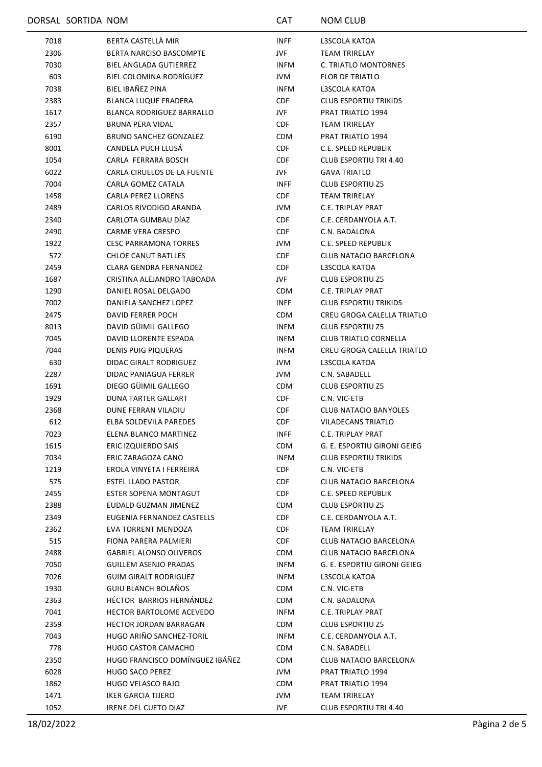| DORSAL | SORTIDA | NOM | CAT | NOM CLUB |
|---|---|---|---|---|
| 7018 | | BERTA CASTELLÀ MIR | INFF | L3SCOLA KATOA |
| 2306 | | BERTA NARCISO BASCOMPTE | JVF | TEAM TRIRELAY |
| 7030 | | BIEL ANGLADA GUTIERREZ | INFM | C. TRIATLO MONTORNES |
| 603 | | BIEL COLOMINA RODRÍGUEZ | JVM | FLOR DE TRIATLO |
| 7038 | | BIEL IBAÑEZ PINA | INFM | L3SCOLA KATOA |
| 2383 | | BLANCA LUQUE FRADERA | CDF | CLUB ESPORTIU TRIKIDS |
| 1617 | | BLANCA RODRIGUEZ BARRALLO | JVF | PRAT TRIATLO 1994 |
| 2357 | | BRUNA PERA VIDAL | CDF | TEAM TRIRELAY |
| 6190 | | BRUNO SANCHEZ GONZALEZ | CDM | PRAT TRIATLO 1994 |
| 8001 | | CANDELA PUCH LLUSÁ | CDF | C.E. SPEED REPUBLIK |
| 1054 | | CARLA FERRARA BOSCH | CDF | CLUB ESPORTIU TRI 4.40 |
| 6022 | | CARLA CIRUELOS DE LA FUENTE | JVF | GAVA TRIATLO |
| 7004 | | CARLA GOMEZ CATALA | INFF | CLUB ESPORTIU Z5 |
| 1458 | | CARLA PEREZ LLORENS | CDF | TEAM TRIRELAY |
| 2489 | | CARLOS RIVODIGO ARANDA | JVM | C.E. TRIPLAY PRAT |
| 2340 | | CARLOTA GUMBAU DÍAZ | CDF | C.E. CERDANYOLA A.T. |
| 2490 | | CARME VERA CRESPO | CDF | C.N. BADALONA |
| 1922 | | CESC PARRAMONA TORRES | JVM | C.E. SPEED REPUBLIK |
| 572 | | CHLOE CANUT BATLLES | CDF | CLUB NATACIO BARCELONA |
| 2459 | | CLARA GENDRA FERNANDEZ | CDF | L3SCOLA KATOA |
| 1687 | | CRISTINA ALEJANDRO TABOADA | JVF | CLUB ESPORTIU Z5 |
| 1290 | | DANIEL ROSAL DELGADO | CDM | C.E. TRIPLAY PRAT |
| 7002 | | DANIELA SANCHEZ LOPEZ | INFF | CLUB ESPORTIU TRIKIDS |
| 2475 | | DAVID FERRER POCH | CDM | CREU GROGA CALELLA TRIATLO |
| 8013 | | DAVID GÜIMIL GALLEGO | INFM | CLUB ESPORTIU Z5 |
| 7045 | | DAVID LLORENTE ESPADA | INFM | CLUB TRIATLO CORNELLA |
| 7044 | | DENIS PUIG PIQUERAS | INFM | CREU GROGA CALELLA TRIATLO |
| 630 | | DIDAC GIRALT RODRIGUEZ | JVM | L3SCOLA KATOA |
| 2287 | | DIDAC PANIAGUA FERRER | JVM | C.N. SABADELL |
| 1691 | | DIEGO GÜIMIL GALLEGO | CDM | CLUB ESPORTIU Z5 |
| 1929 | | DUNA TARTER GALLART | CDF | C.N. VIC-ETB |
| 2368 | | DUNE FERRAN VILADIU | CDF | CLUB NATACIO BANYOLES |
| 612 | | ELBA SOLDEVILA PAREDES | CDF | VILADECANS TRIATLO |
| 7023 | | ELENA BLANCO MARTINEZ | INFF | C.E. TRIPLAY PRAT |
| 1615 | | ERIC IZQUIERDO SAIS | CDM | G. E. ESPORTIU GIRONI GEIEG |
| 7034 | | ERIC ZARAGOZA CANO | INFM | CLUB ESPORTIU TRIKIDS |
| 1219 | | EROLA VINYETA I FERREIRA | CDF | C.N. VIC-ETB |
| 575 | | ESTEL LLADO PASTOR | CDF | CLUB NATACIO BARCELONA |
| 2455 | | ESTER SOPENA MONTAGUT | CDF | C.E. SPEED REPUBLIK |
| 2388 | | EUDALD GUZMAN JIMENEZ | CDM | CLUB ESPORTIU Z5 |
| 2349 | | EUGENIA FERNANDEZ CASTELLS | CDF | C.E. CERDANYOLA A.T. |
| 2362 | | EVA TORRENT MENDOZA | CDF | TEAM TRIRELAY |
| 515 | | FIONA PARERA PALMIERI | CDF | CLUB NATACIO BARCELONA |
| 2488 | | GABRIEL ALONSO OLIVEROS | CDM | CLUB NATACIO BARCELONA |
| 7050 | | GUILLEM ASENJO PRADAS | INFM | G. E. ESPORTIU GIRONI GEIEG |
| 7026 | | GUIM GIRALT RODRIGUEZ | INFM | L3SCOLA KATOA |
| 1930 | | GUIU BLANCH BOLAÑOS | CDM | C.N. VIC-ETB |
| 2363 | | HÉCTOR BARRIOS HERNÁNDEZ | CDM | C.N. BADALONA |
| 7041 | | HECTOR BARTOLOME ACEVEDO | INFM | C.E. TRIPLAY PRAT |
| 2359 | | HECTOR JORDAN BARRAGAN | CDM | CLUB ESPORTIU Z5 |
| 7043 | | HUGO ARIÑO SANCHEZ-TORIL | INFM | C.E. CERDANYOLA A.T. |
| 778 | | HUGO CASTOR CAMACHO | CDM | C.N. SABADELL |
| 2350 | | HUGO FRANCISCO DOMÍNGUEZ IBÁÑEZ | CDM | CLUB NATACIO BARCELONA |
| 6028 | | HUGO SACO PEREZ | JVM | PRAT TRIATLO 1994 |
| 1862 | | HUGO VELASCO RAJO | CDM | PRAT TRIATLO 1994 |
| 1471 | | IKER GARCIA TIJERO | JVM | TEAM TRIRELAY |
| 1052 | | IRENE DEL CUETO DIAZ | JVF | CLUB ESPORTIU TRI 4.40 |

18/02/2022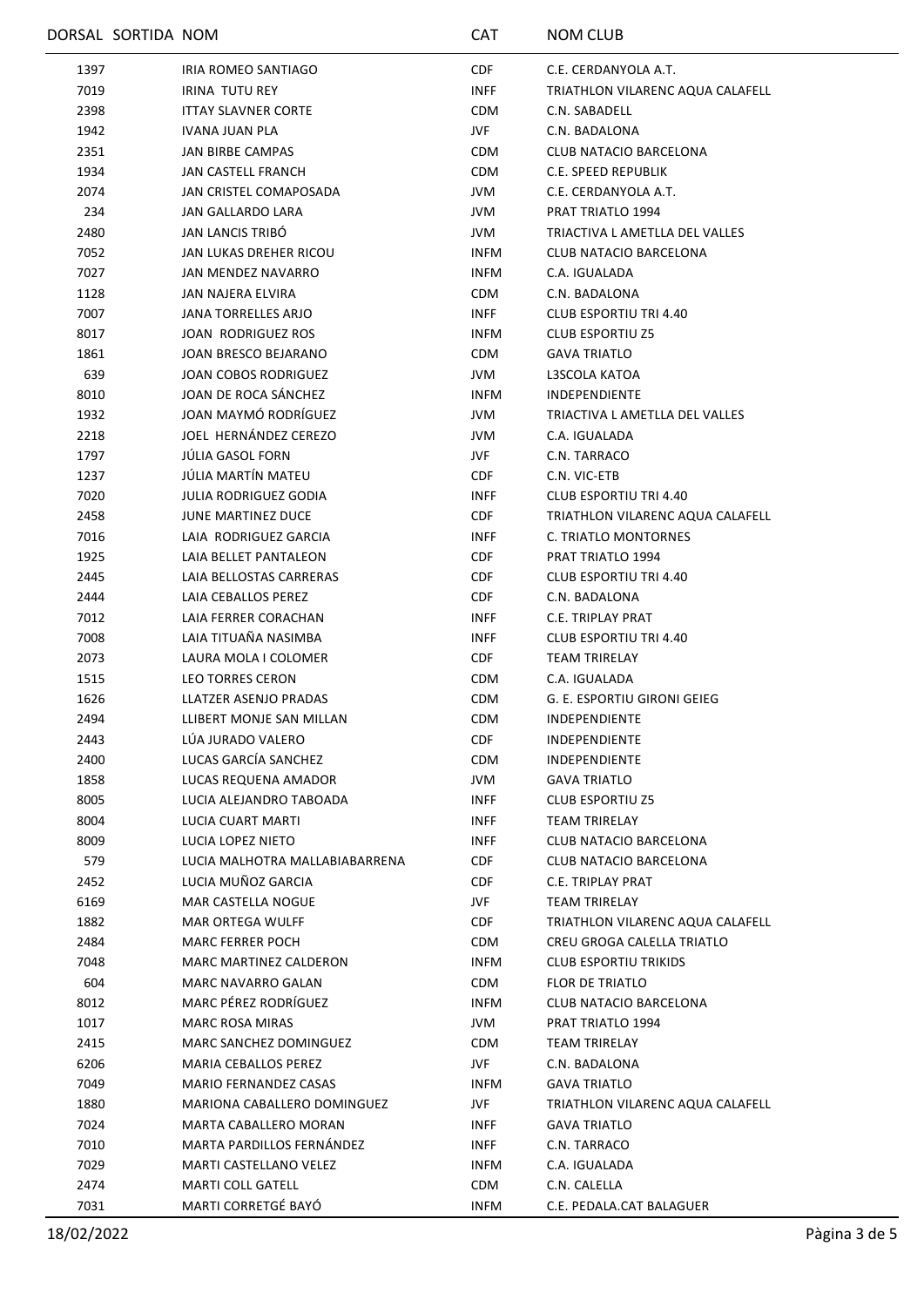| DORSAL | SORTIDA | NOM | CAT | NOM CLUB |
|---|---|---|---|---|
| 1397 | | IRIA ROMEO SANTIAGO | CDF | C.E. CERDANYOLA A.T. |
| 7019 | | IRINA TUTU REY | INFF | TRIATHLON VILARENC AQUA CALAFELL |
| 2398 | | ITTAY SLAVNER CORTE | CDM | C.N. SABADELL |
| 1942 | | IVANA JUAN PLA | JVF | C.N. BADALONA |
| 2351 | | JAN BIRBE CAMPAS | CDM | CLUB NATACIO BARCELONA |
| 1934 | | JAN CASTELL FRANCH | CDM | C.E. SPEED REPUBLIK |
| 2074 | | JAN CRISTEL COMAPOSADA | JVM | C.E. CERDANYOLA A.T. |
| 234 | | JAN GALLARDO LARA | JVM | PRAT TRIATLO 1994 |
| 2480 | | JAN LANCIS TRIBÓ | JVM | TRIACTIVA L AMETLLA DEL VALLES |
| 7052 | | JAN LUKAS DREHER RICOU | INFM | CLUB NATACIO BARCELONA |
| 7027 | | JAN MENDEZ NAVARRO | INFM | C.A. IGUALADA |
| 1128 | | JAN NAJERA ELVIRA | CDM | C.N. BADALONA |
| 7007 | | JANA TORRELLES ARJO | INFF | CLUB ESPORTIU TRI 4.40 |
| 8017 | | JOAN RODRIGUEZ ROS | INFM | CLUB ESPORTIU Z5 |
| 1861 | | JOAN BRESCO BEJARANO | CDM | GAVA TRIATLO |
| 639 | | JOAN COBOS RODRIGUEZ | JVM | L3SCOLA KATOA |
| 8010 | | JOAN DE ROCA SÁNCHEZ | INFM | INDEPENDIENTE |
| 1932 | | JOAN MAYMÓ RODRÍGUEZ | JVM | TRIACTIVA L AMETLLA DEL VALLES |
| 2218 | | JOEL HERNÁNDEZ CEREZO | JVM | C.A. IGUALADA |
| 1797 | | JÚLIA GASOL FORN | JVF | C.N. TARRACO |
| 1237 | | JÚLIA MARTÍN MATEU | CDF | C.N. VIC-ETB |
| 7020 | | JULIA RODRIGUEZ GODIA | INFF | CLUB ESPORTIU TRI 4.40 |
| 2458 | | JUNE MARTINEZ DUCE | CDF | TRIATHLON VILARENC AQUA CALAFELL |
| 7016 | | LAIA RODRIGUEZ GARCIA | INFF | C. TRIATLO MONTORNES |
| 1925 | | LAIA BELLET PANTALEON | CDF | PRAT TRIATLO 1994 |
| 2445 | | LAIA BELLOSTAS CARRERAS | CDF | CLUB ESPORTIU TRI 4.40 |
| 2444 | | LAIA CEBALLOS PEREZ | CDF | C.N. BADALONA |
| 7012 | | LAIA FERRER CORACHAN | INFF | C.E. TRIPLAY PRAT |
| 7008 | | LAIA TITUAÑA NASIMBA | INFF | CLUB ESPORTIU TRI 4.40 |
| 2073 | | LAURA MOLA I COLOMER | CDF | TEAM TRIRELAY |
| 1515 | | LEO TORRES CERON | CDM | C.A. IGUALADA |
| 1626 | | LLATZER ASENJO PRADAS | CDM | G. E. ESPORTIU GIRONI GEIEG |
| 2494 | | LLIBERT MONJE SAN MILLAN | CDM | INDEPENDIENTE |
| 2443 | | LÚA JURADO VALERO | CDF | INDEPENDIENTE |
| 2400 | | LUCAS GARCÍA SANCHEZ | CDM | INDEPENDIENTE |
| 1858 | | LUCAS REQUENA AMADOR | JVM | GAVA TRIATLO |
| 8005 | | LUCIA ALEJANDRO TABOADA | INFF | CLUB ESPORTIU Z5 |
| 8004 | | LUCIA CUART MARTI | INFF | TEAM TRIRELAY |
| 8009 | | LUCIA LOPEZ NIETO | INFF | CLUB NATACIO BARCELONA |
| 579 | | LUCIA MALHOTRA MALLABIABARRENA | CDF | CLUB NATACIO BARCELONA |
| 2452 | | LUCIA MUÑOZ GARCIA | CDF | C.E. TRIPLAY PRAT |
| 6169 | | MAR CASTELLA NOGUE | JVF | TEAM TRIRELAY |
| 1882 | | MAR ORTEGA WULFF | CDF | TRIATHLON VILARENC AQUA CALAFELL |
| 2484 | | MARC FERRER POCH | CDM | CREU GROGA CALELLA TRIATLO |
| 7048 | | MARC MARTINEZ CALDERON | INFM | CLUB ESPORTIU TRIKIDS |
| 604 | | MARC NAVARRO GALAN | CDM | FLOR DE TRIATLO |
| 8012 | | MARC PÉREZ RODRÍGUEZ | INFM | CLUB NATACIO BARCELONA |
| 1017 | | MARC ROSA MIRAS | JVM | PRAT TRIATLO 1994 |
| 2415 | | MARC SANCHEZ DOMINGUEZ | CDM | TEAM TRIRELAY |
| 6206 | | MARIA CEBALLOS PEREZ | JVF | C.N. BADALONA |
| 7049 | | MARIO FERNANDEZ CASAS | INFM | GAVA TRIATLO |
| 1880 | | MARIONA CABALLERO DOMINGUEZ | JVF | TRIATHLON VILARENC AQUA CALAFELL |
| 7024 | | MARTA CABALLERO MORAN | INFF | GAVA TRIATLO |
| 7010 | | MARTA PARDILLOS FERNÁNDEZ | INFF | C.N. TARRACO |
| 7029 | | MARTI CASTELLANO VELEZ | INFM | C.A. IGUALADA |
| 2474 | | MARTI COLL GATELL | CDM | C.N. CALELLA |
| 7031 | | MARTI CORRETGÉ BAYÓ | INFM | C.E. PEDALA.CAT BALAGUER |

18/02/2022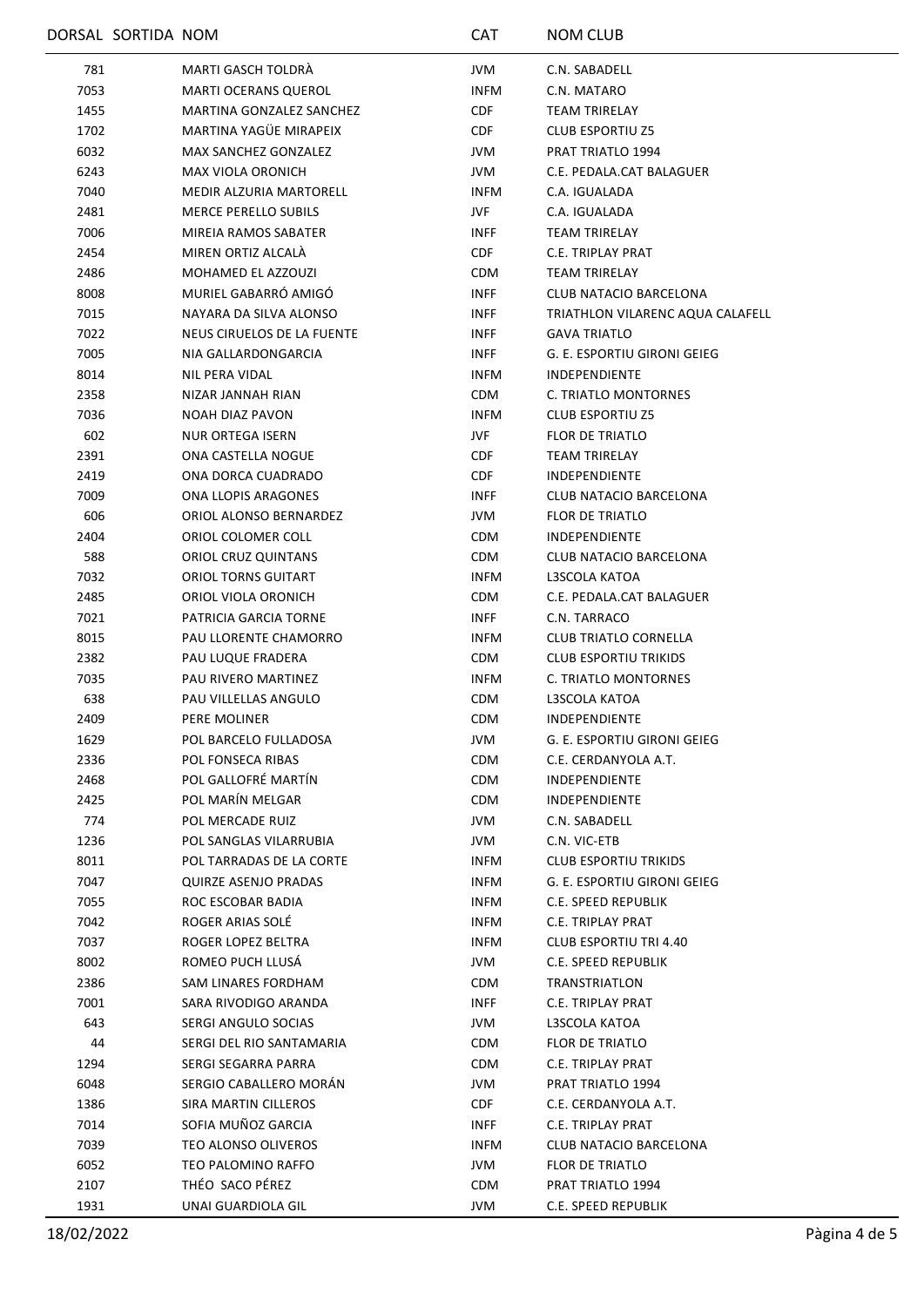| DORSAL | SORTIDA | NOM | CAT | NOM CLUB |
|---|---|---|---|---|
| 781 | | MARTI GASCH TOLDRÀ | JVM | C.N. SABADELL |
| 7053 | | MARTI OCERANS QUEROL | INFM | C.N. MATARO |
| 1455 | | MARTINA GONZALEZ SANCHEZ | CDF | TEAM TRIRELAY |
| 1702 | | MARTINA YAGÜE MIRAPEIX | CDF | CLUB ESPORTIU Z5 |
| 6032 | | MAX SANCHEZ GONZALEZ | JVM | PRAT TRIATLO 1994 |
| 6243 | | MAX VIOLA ORONICH | JVM | C.E. PEDALA.CAT BALAGUER |
| 7040 | | MEDIR ALZURIA MARTORELL | INFM | C.A. IGUALADA |
| 2481 | | MERCE PERELLO SUBILS | JVF | C.A. IGUALADA |
| 7006 | | MIREIA RAMOS SABATER | INFF | TEAM TRIRELAY |
| 2454 | | MIREN ORTIZ ALCALÀ | CDF | C.E. TRIPLAY PRAT |
| 2486 | | MOHAMED EL AZZOUZI | CDM | TEAM TRIRELAY |
| 8008 | | MURIEL GABARRÓ AMIGÓ | INFF | CLUB NATACIO BARCELONA |
| 7015 | | NAYARA DA SILVA ALONSO | INFF | TRIATHLON VILARENC AQUA CALAFELL |
| 7022 | | NEUS CIRUELOS DE LA FUENTE | INFF | GAVA TRIATLO |
| 7005 | | NIA GALLARDONGARCIA | INFF | G. E. ESPORTIU GIRONI GEIEG |
| 8014 | | NIL PERA VIDAL | INFM | INDEPENDIENTE |
| 2358 | | NIZAR JANNAH RIAN | CDM | C. TRIATLO MONTORNES |
| 7036 | | NOAH DIAZ PAVON | INFM | CLUB ESPORTIU Z5 |
| 602 | | NUR ORTEGA ISERN | JVF | FLOR DE TRIATLO |
| 2391 | | ONA CASTELLA NOGUE | CDF | TEAM TRIRELAY |
| 2419 | | ONA DORCA CUADRADO | CDF | INDEPENDIENTE |
| 7009 | | ONA LLOPIS ARAGONES | INFF | CLUB NATACIO BARCELONA |
| 606 | | ORIOL ALONSO BERNARDEZ | JVM | FLOR DE TRIATLO |
| 2404 | | ORIOL COLOMER COLL | CDM | INDEPENDIENTE |
| 588 | | ORIOL CRUZ QUINTANS | CDM | CLUB NATACIO BARCELONA |
| 7032 | | ORIOL TORNS GUITART | INFM | L3SCOLA KATOA |
| 2485 | | ORIOL VIOLA ORONICH | CDM | C.E. PEDALA.CAT BALAGUER |
| 7021 | | PATRICIA GARCIA TORNE | INFF | C.N. TARRACO |
| 8015 | | PAU LLORENTE CHAMORRO | INFM | CLUB TRIATLO CORNELLA |
| 2382 | | PAU LUQUE FRADERA | CDM | CLUB ESPORTIU TRIKIDS |
| 7035 | | PAU RIVERO MARTINEZ | INFM | C. TRIATLO MONTORNES |
| 638 | | PAU VILLELLAS ANGULO | CDM | L3SCOLA KATOA |
| 2409 | | PERE MOLINER | CDM | INDEPENDIENTE |
| 1629 | | POL BARCELO FULLADOSA | JVM | G. E. ESPORTIU GIRONI GEIEG |
| 2336 | | POL FONSECA RIBAS | CDM | C.E. CERDANYOLA A.T. |
| 2468 | | POL GALLOFRÉ MARTÍN | CDM | INDEPENDIENTE |
| 2425 | | POL MARÍN MELGAR | CDM | INDEPENDIENTE |
| 774 | | POL MERCADE RUIZ | JVM | C.N. SABADELL |
| 1236 | | POL SANGLAS VILARRUBIA | JVM | C.N. VIC-ETB |
| 8011 | | POL TARRADAS DE LA CORTE | INFM | CLUB ESPORTIU TRIKIDS |
| 7047 | | QUIRZE ASENJO PRADAS | INFM | G. E. ESPORTIU GIRONI GEIEG |
| 7055 | | ROC ESCOBAR BADIA | INFM | C.E. SPEED REPUBLIK |
| 7042 | | ROGER ARIAS SOLÉ | INFM | C.E. TRIPLAY PRAT |
| 7037 | | ROGER LOPEZ BELTRA | INFM | CLUB ESPORTIU TRI 4.40 |
| 8002 | | ROMEO PUCH LLUSÁ | JVM | C.E. SPEED REPUBLIK |
| 2386 | | SAM LINARES FORDHAM | CDM | TRANSTRIATLON |
| 7001 | | SARA RIVODIGO ARANDA | INFF | C.E. TRIPLAY PRAT |
| 643 | | SERGI ANGULO SOCIAS | JVM | L3SCOLA KATOA |
| 44 | | SERGI DEL RIO SANTAMARIA | CDM | FLOR DE TRIATLO |
| 1294 | | SERGI SEGARRA PARRA | CDM | C.E. TRIPLAY PRAT |
| 6048 | | SERGIO CABALLERO MORÁN | JVM | PRAT TRIATLO 1994 |
| 1386 | | SIRA MARTIN CILLEROS | CDF | C.E. CERDANYOLA A.T. |
| 7014 | | SOFIA MUÑOZ GARCIA | INFF | C.E. TRIPLAY PRAT |
| 7039 | | TEO ALONSO OLIVEROS | INFM | CLUB NATACIO BARCELONA |
| 6052 | | TEO PALOMINO RAFFO | JVM | FLOR DE TRIATLO |
| 2107 | | THÉO SACO PÉREZ | CDM | PRAT TRIATLO 1994 |
| 1931 | | UNAI GUARDIOLA GIL | JVM | C.E. SPEED REPUBLIK |

18/02/2022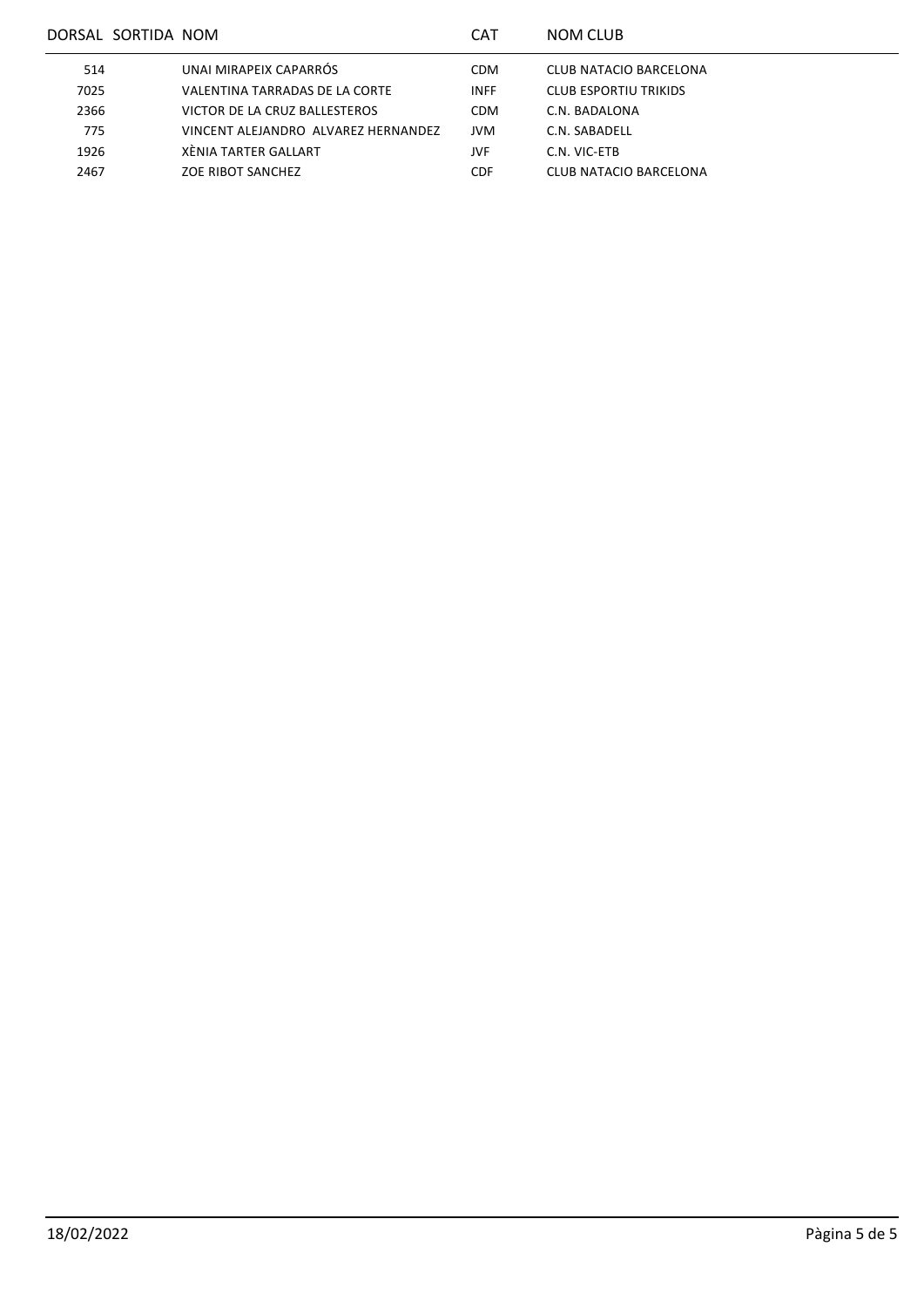| DORSAL | SORTIDA | NOM | CAT | NOM CLUB |
|---|---|---|---|---|
| 514 | | UNAI MIRAPEIX CAPARRÓS | CDM | CLUB NATACIO BARCELONA |
| 7025 | | VALENTINA TARRADAS DE LA CORTE | INFF | CLUB ESPORTIU TRIKIDS |
| 2366 | | VICTOR DE LA CRUZ BALLESTEROS | CDM | C.N. BADALONA |
| 775 | | VINCENT ALEJANDRO ALVAREZ HERNANDEZ | JVM | C.N. SABADELL |
| 1926 | | XÈNIA TARTER GALLART | JVF | C.N. VIC-ETB |
| 2467 | | ZOE RIBOT SANCHEZ | CDF | CLUB NATACIO BARCELONA |

18/02/2022